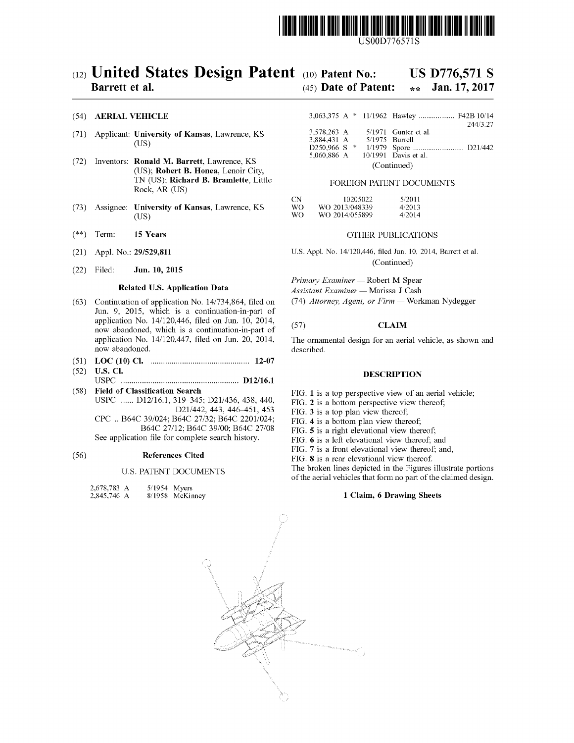US00D776571S

# (12) United States Design Patent

**Barrett et al.**

(10) **Patent No.: US D776,571 S**

(45) **Date of Patent: \*\* Jan. 17, 2017**

(54) **AERIAL VEHICLE**

(71) Applicant: **University of Kansas**, Lawrence, KS (US)

(72) Inventors: **Ronald M. Barrett**, Lawrence, KS (US); **Robert B. Honea**, Lenoir City, TN (US); **Richard B. Bramlette**, Little Rock, AR (US)

(73) Assignee: **University of Kansas**, Lawrence, KS (US)

(\*\*) Term: **15 Years**

(21) Appl. No.: **29/529,811**

(22) Filed: **Jun. 10, 2015**

### Related U.S. Application Data

(63) Continuation of application No. 14/734,864, filed on Jun. 9, 2015, which is a continuation-in-part of application No. 14/120,446, filed on Jun. 10, 2014, now abandoned, which is a continuation-in-part of application No. 14/120,447, filed on Jun. 20, 2014, now abandoned.

(51) **LOC (10) Cl.** .............................................. **12-07**

(52) **U.S. Cl.**
USPC ....................................................... **D12/16.1**

(58) **Field of Classification Search**
USPC ...... D12/16.1, 319–345; D21/436, 438, 440, D21/442, 443, 446–451, 453
CPC .. B64C 39/024; B64C 27/32; B64C 2201/024; B64C 27/12; B64C 39/00; B64C 27/08
See application file for complete search history.

(56) **References Cited**

U.S. PATENT DOCUMENTS

| | | |
|---|---|---|
| 2,678,783 A | 5/1954 | Myers |
| 2,845,746 A | 8/1958 | McKinney |
| 3,063,375 A * | 11/1962 | Hawley .................. F42B 10/14 244/3.27 |
| 3,578,263 A | 5/1971 | Gunter et al. |
| 3,884,431 A | 5/1975 | Burrell |
| D250,966 S * | 1/1979 | Spore .......................... D21/442 |
| 5,060,886 A | 10/1991 | Davis et al. |

(Continued)

FOREIGN PATENT DOCUMENTS

| | | |
|---|---|---|
| CN | 10205022 | 5/2011 |
| WO | WO 2013/048339 | 4/2013 |
| WO | WO 2014/055899 | 4/2014 |

OTHER PUBLICATIONS

U.S. Appl. No. 14/120,446, filed Jun. 10, 2014, Barrett et al.

(Continued)

*Primary Examiner* — Robert M Spear
*Assistant Examiner* — Marissa J Cash
(74) *Attorney, Agent, or Firm* — Workman Nydegger

(57) **CLAIM**

The ornamental design for an aerial vehicle, as shown and described.

**DESCRIPTION**

FIG. **1** is a top perspective view of an aerial vehicle;
FIG. **2** is a bottom perspective view thereof;
FIG. **3** is a top plan view thereof;
FIG. **4** is a bottom plan view thereof;
FIG. **5** is a right elevational view thereof;
FIG. **6** is a left elevational view thereof; and
FIG. **7** is a front elevational view thereof; and,
FIG. **8** is a rear elevational view thereof.
The broken lines depicted in the Figures illustrate portions of the aerial vehicles that form no part of the claimed design.

**1 Claim, 6 Drawing Sheets**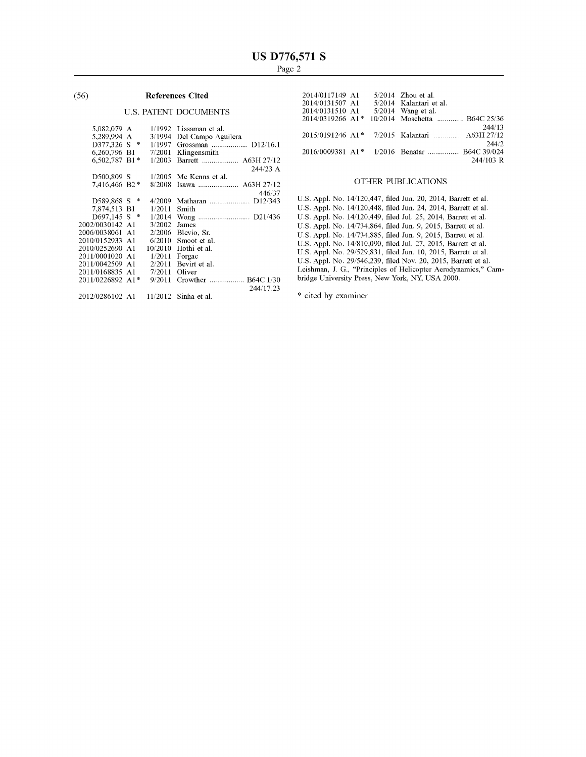(56) **References Cited**

U.S. PATENT DOCUMENTS

| | | | |
|---|---|---|---|
| 5,082,079 A | 1/1992 | Lissaman et al. | |
| 5,289,994 A | 3/1994 | Del Campo Aguilera | |
| D377,326 S * | 1/1997 | Grossman | D12/16.1 |
| 6,260,796 B1 | 7/2001 | Klingensmith | |
| 6,502,787 B1 * | 1/2003 | Barrett | A63H 27/12 244/23 A |
| D500,809 S | 1/2005 | Mc Kenna et al. | |
| 7,416,466 B2 * | 8/2008 | Isawa | A63H 27/12 446/37 |
| D589,868 S * | 4/2009 | Matharan | D12/343 |
| 7,874,513 B1 | 1/2011 | Smith | |
| D697,145 S * | 1/2014 | Wong | D21/436 |
| 2002/0030142 A1 | 3/2002 | James | |
| 2006/0038061 A1 | 2/2006 | Blevio, Sr. | |
| 2010/0152933 A1 | 6/2010 | Smoot et al. | |
| 2010/0252690 A1 | 10/2010 | Hothi et al. | |
| 2011/0001020 A1 | 1/2011 | Forgac | |
| 2011/0042509 A1 | 2/2011 | Bevirt et al. | |
| 2011/0168835 A1 | 7/2011 | Oliver | |
| 2011/0226892 A1 * | 9/2011 | Crowther | B64C 1/30 244/17.23 |
| 2012/0286102 A1 | 11/2012 | Sinha et al. | |
| 2014/0117149 A1 | 5/2014 | Zhou et al. | |
| 2014/0131507 A1 | 5/2014 | Kalantari et al. | |
| 2014/0131510 A1 | 5/2014 | Wang et al. | |
| 2014/0319266 A1 * | 10/2014 | Moschetta | B64C 25/36 244/13 |
| 2015/0191246 A1 * | 7/2015 | Kalantari | A63H 27/12 244/2 |
| 2016/0009381 A1 * | 1/2016 | Benatar | B64C 39/024 244/103 R |

OTHER PUBLICATIONS

U.S. Appl. No. 14/120,447, filed Jun. 20, 2014, Barrett et al.
U.S. Appl. No. 14/120,448, filed Jun. 24, 2014, Barrett et al.
U.S. Appl. No. 14/120,449, filed Jul. 25, 2014, Barrett et al.
U.S. Appl. No. 14/734,864, filed Jun. 9, 2015, Barrett et al.
U.S. Appl. No. 14/734,885, filed Jun. 9, 2015, Barrett et al.
U.S. Appl. No. 14/810,090, filed Jul. 27, 2015, Barrett et al.
U.S. Appl. No. 29/529,831, filed Jun. 10, 2015, Barrett et al.
U.S. Appl. No. 29/546,239, filed Nov. 20, 2015, Barrett et al.
Leishman, J. G., "Principles of Helicopter Aerodynamics," Cambridge University Press, New York, NY, USA 2000.

\* cited by examiner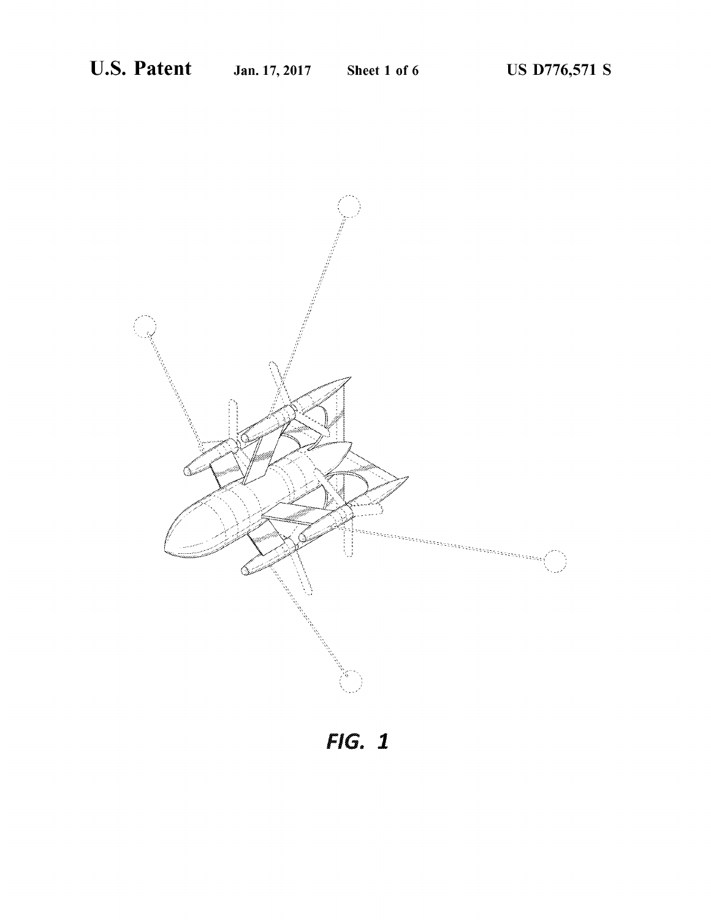FIG. 1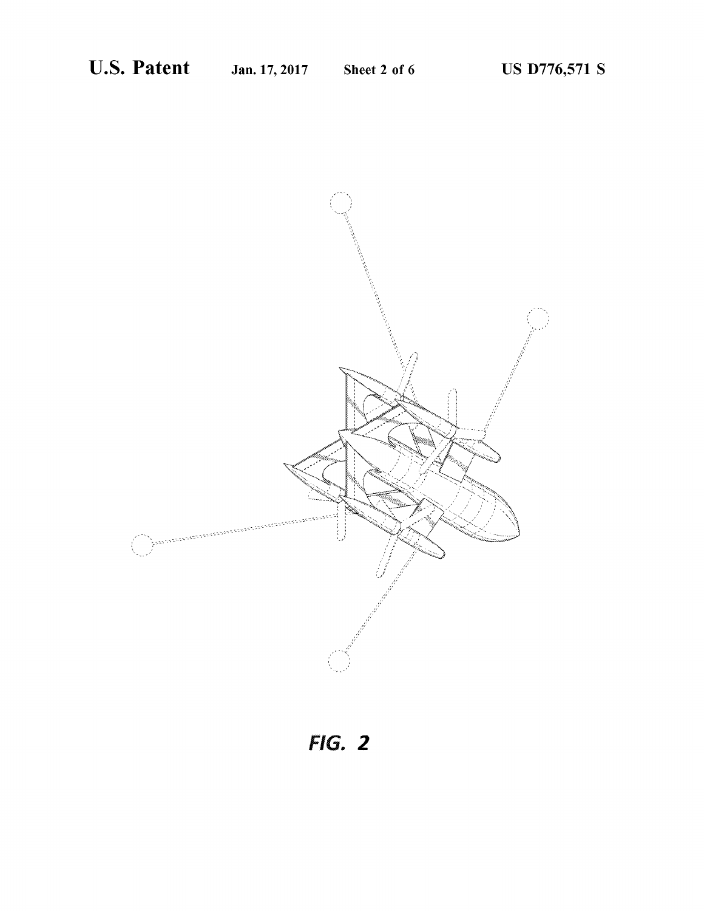FIG. 2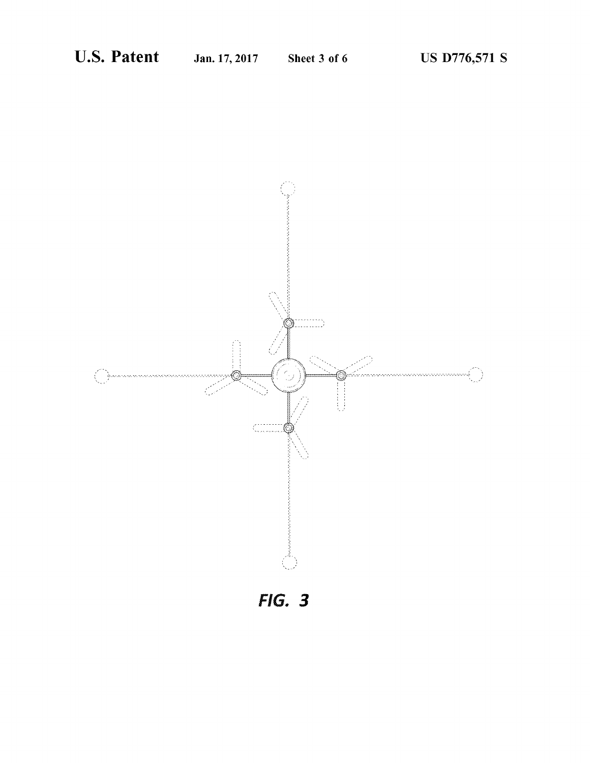FIG. 3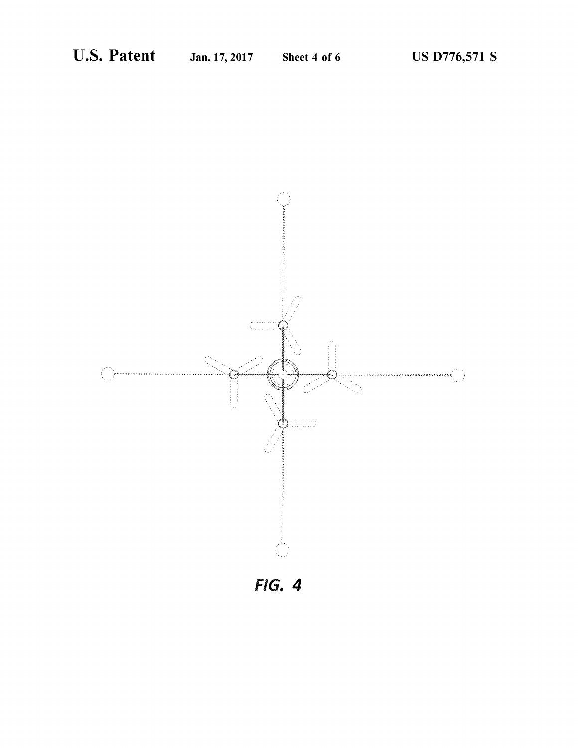FIG. 4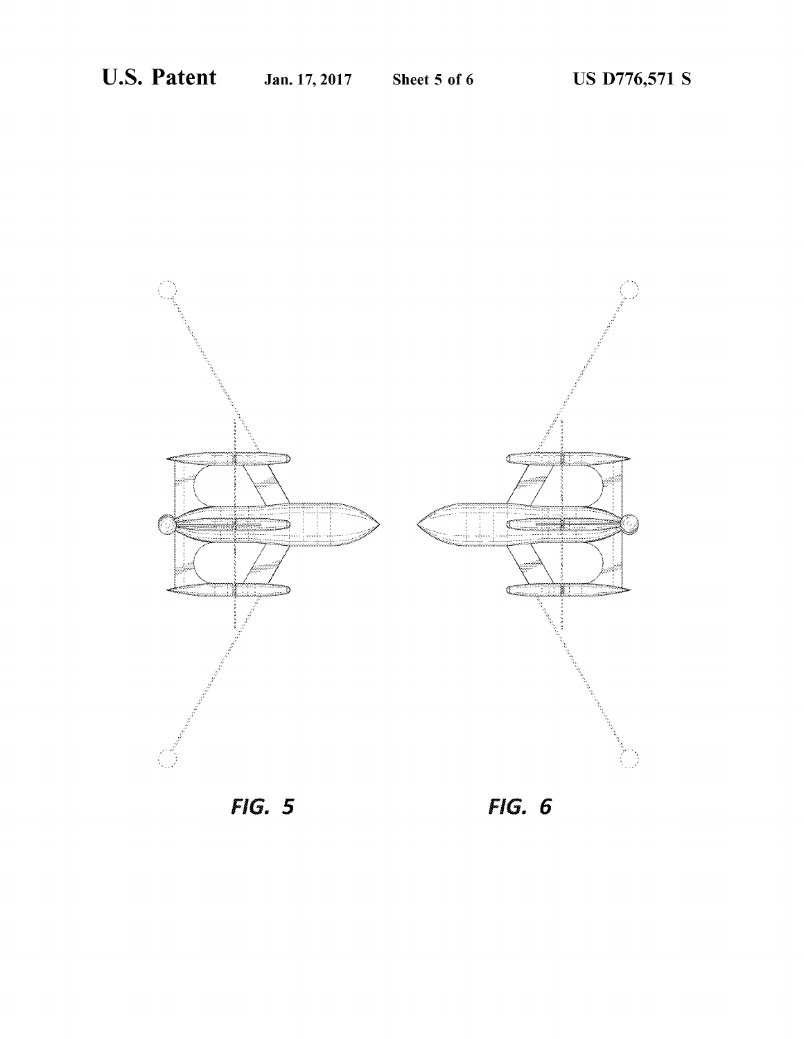FIG. 5

FIG. 6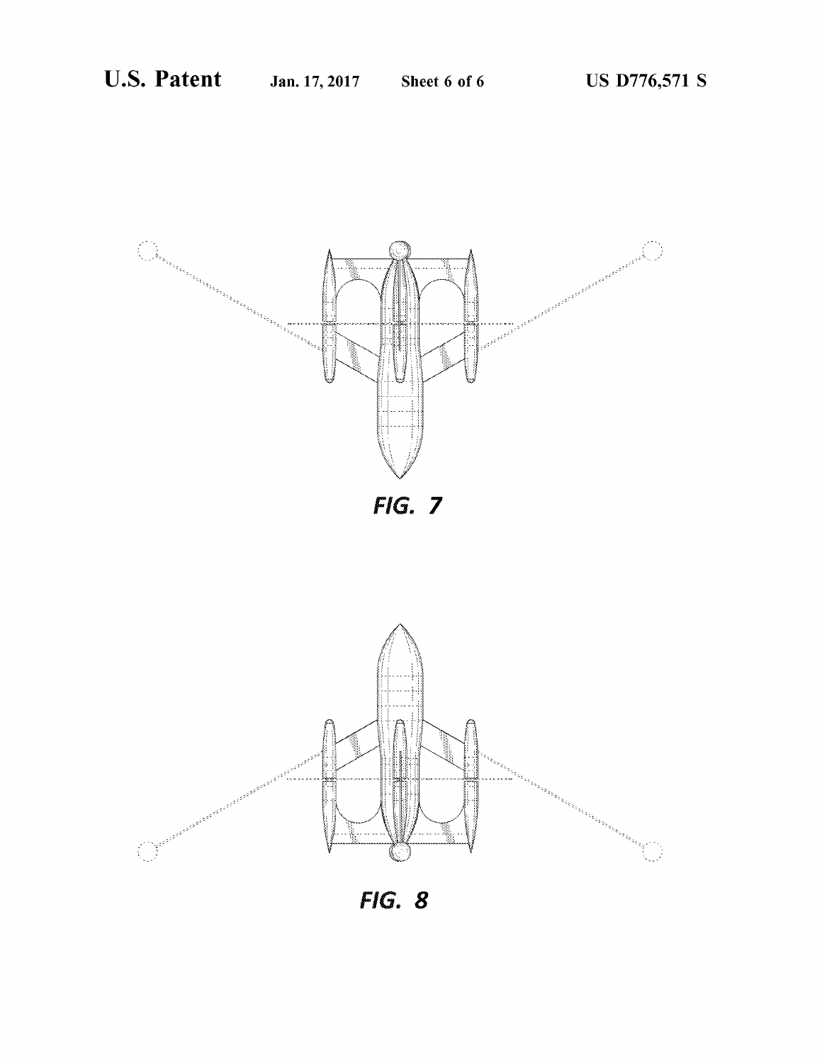FIG. 7

FIG. 8